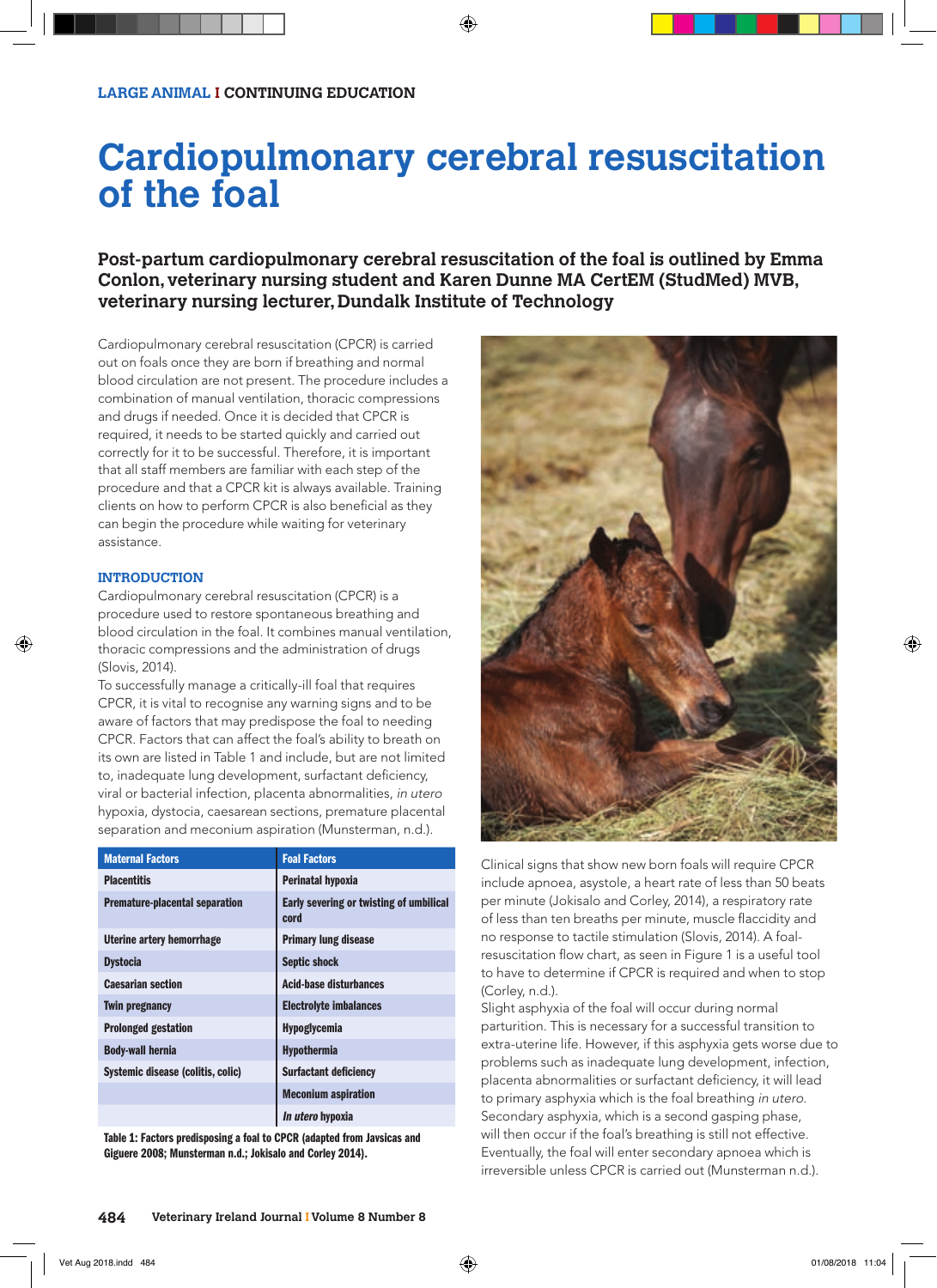LARGE ANIMAL I CONTINUING EDUCATION

# Cardiopulmonary cerebral resuscitation of the foal

**Post-partum cardiopulmonary cerebral resuscitation of the foal is outlined by Emma Conlon, veterinary nursing student and Karen Dunne MA CertEM (StudMed) MVB, veterinary nursing lecturer, Dundalk Institute of Technology**

Cardiopulmonary cerebral resuscitation (CPCR) is carried out on foals once they are born if breathing and normal blood circulation are not present. The procedure includes a combination of manual ventilation, thoracic compressions and drugs if needed. Once it is decided that CPCR is required, it needs to be started quickly and carried out correctly for it to be successful. Therefore, it is important that all staff members are familiar with each step of the procedure and that a CPCR kit is always available. Training clients on how to perform CPCR is also beneficial as they can begin the procedure while waiting for veterinary assistance.

## INTRODUCTION

Cardiopulmonary cerebral resuscitation (CPCR) is a procedure used to restore spontaneous breathing and blood circulation in the foal. It combines manual ventilation, thoracic compressions and the administration of drugs (Slovis, 2014).

To successfully manage a critically-ill foal that requires CPCR, it is vital to recognise any warning signs and to be aware of factors that may predispose the foal to needing CPCR. Factors that can affect the foal's ability to breath on its own are listed in Table 1 and include, but are not limited to, inadequate lung development, surfactant deficiency, viral or bacterial infection, placenta abnormalities, *in utero* hypoxia, dystocia, caesarean sections, premature placental separation and meconium aspiration (Munsterman, n.d.).

| Maternal Factors | Foal Factors |
|---|---|
| Placentitis | Perinatal hypoxia |
| Premature-placental separation | Early severing or twisting of umbilical cord |
| Uterine artery hemorrhage | Primary lung disease |
| Dystocia | Septic shock |
| Caesarian section | Acid-base disturbances |
| Twin pregnancy | Electrolyte imbalances |
| Prolonged gestation | Hypoglycemia |
| Body-wall hernia | Hypothermia |
| Systemic disease (colitis, colic) | Surfactant deficiency |
| | Meconium aspiration |
| | *In utero* hypoxia |

**Table 1: Factors predisposing a foal to CPCR (adapted from Javsicas and Giguere 2008; Munsterman n.d.; Jokisalo and Corley 2014).**

Clinical signs that show new born foals will require CPCR include apnoea, asystole, a heart rate of less than 50 beats per minute (Jokisalo and Corley, 2014), a respiratory rate of less than ten breaths per minute, muscle flaccidity and no response to tactile stimulation (Slovis, 2014). A foal-resuscitation flow chart, as seen in Figure 1 is a useful tool to have to determine if CPCR is required and when to stop (Corley, n.d.).

Slight asphyxia of the foal will occur during normal parturition. This is necessary for a successful transition to extra-uterine life. However, if this asphyxia gets worse due to problems such as inadequate lung development, infection, placenta abnormalities or surfactant deficiency, it will lead to primary asphyxia which is the foal breathing *in utero*. Secondary asphyxia, which is a second gasping phase, will then occur if the foal's breathing is still not effective. Eventually, the foal will enter secondary apnoea which is irreversible unless CPCR is carried out (Munsterman n.d.).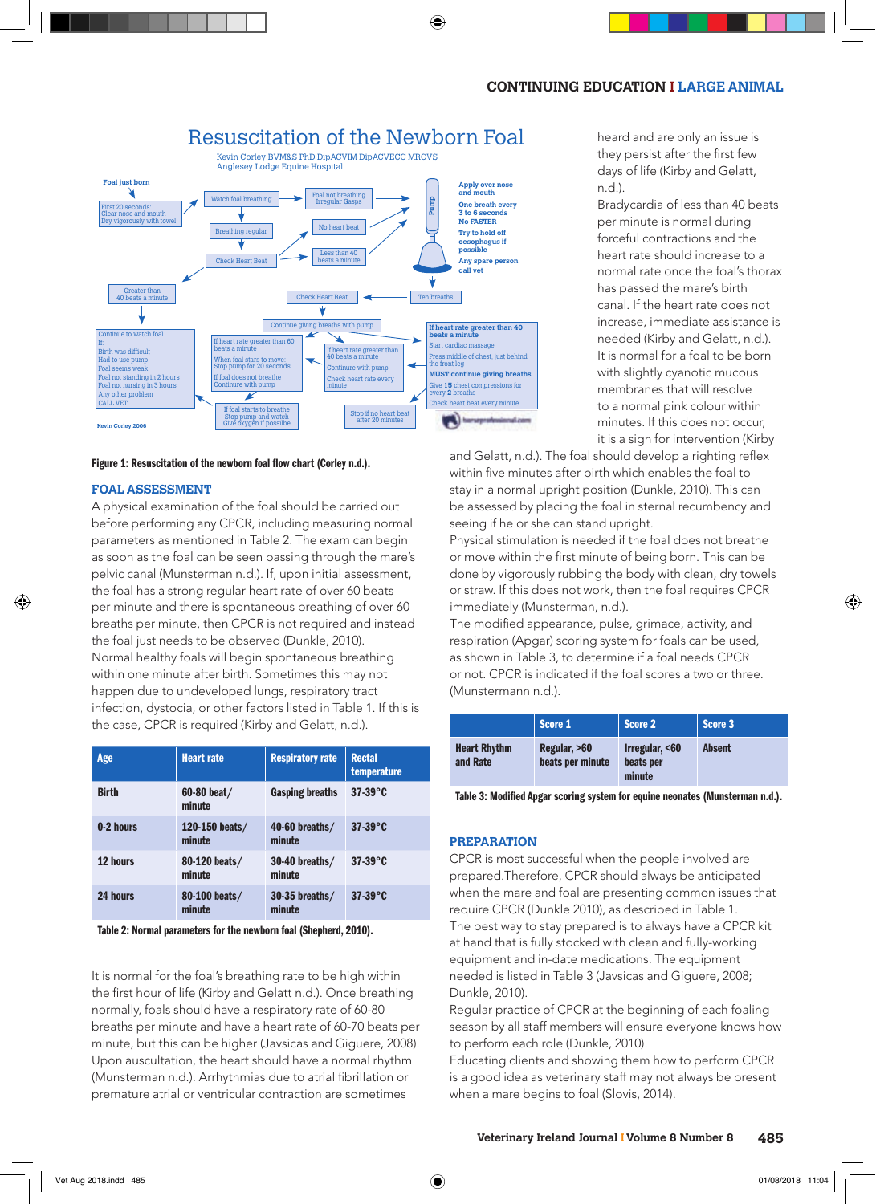## Resuscitation of the Newborn Foal

Kevin Corley BVM&S PhD DipACVIM DipACVECC MRCVS
Anglesey Lodge Equine Hospital

- Foal just born
- First 20 seconds: Clear nose and mouth; Dry vigorously with towel
- Watch foal breathing
- Foal not breathing; Irregular Gasps
- Breathing regular
- No heart beat
- Check Heart Beat
- Less than 40 beats a minute
- Pump
- Apply over nose and mouth
- One breath every 3 to 6 seconds; No FASTER
- Try to hold off oesophagus if possible
- Any spare person call vet
- Greater than 40 beats a minute
- Check Heart Beat
- Ten breaths
- Continue giving breaths with pump
- Continue to watch foal. If: Birth was difficult; Had to use pump; Foal seems weak; Foal not standing in 2 hours; Foal not nursing in 3 hours; Any other problem; CALL VET
- If heart rate greater than 60 beats a minute. When foal stars to move: Stop pump for 20 seconds. If foal does not breathe: Continue with pump
- If heart rate greater than 40 beats a minute. Continue with pump. Check heart rate every minute
- If heart rate greater than 40 beats a minute. Start cardiac massage. Press middle of chest, just behind the front leg. MUST continue giving breaths. Give 15 chest compressions for every 2 breaths. Check heart beat every minute
- If foal starts to breathe: Stop pump and watch; Give oxygen if possible
- Stop if no heart beat after 20 minutes

Kevin Corley 2006

**Figure 1: Resuscitation of the newborn foal flow chart (Corley n.d.).**

### FOAL ASSESSMENT

A physical examination of the foal should be carried out before performing any CPCR, including measuring normal parameters as mentioned in Table 2. The exam can begin as soon as the foal can be seen passing through the mare's pelvic canal (Munsterman n.d.). If, upon initial assessment, the foal has a strong regular heart rate of over 60 beats per minute and there is spontaneous breathing of over 60 breaths per minute, then CPCR is not required and instead the foal just needs to be observed (Dunkle, 2010).

Normal healthy foals will begin spontaneous breathing within one minute after birth. Sometimes this may not happen due to undeveloped lungs, respiratory tract infection, dystocia, or other factors listed in Table 1. If this is the case, CPCR is required (Kirby and Gelatt, n.d.).

| Age | Heart rate | Respiratory rate | Rectal temperature |
|---|---|---|---|
| Birth | 60-80 beat/ minute | Gasping breaths | 37-39°C |
| 0-2 hours | 120-150 beats/ minute | 40-60 breaths/ minute | 37-39°C |
| 12 hours | 80-120 beats/ minute | 30-40 breaths/ minute | 37-39°C |
| 24 hours | 80-100 beats/ minute | 30-35 breaths/ minute | 37-39°C |

**Table 2: Normal parameters for the newborn foal (Shepherd, 2010).**

It is normal for the foal's breathing rate to be high within the first hour of life (Kirby and Gelatt n.d.). Once breathing normally, foals should have a respiratory rate of 60-80 breaths per minute and have a heart rate of 60-70 beats per minute, but this can be higher (Javsicas and Giguere, 2008). Upon auscultation, the heart should have a normal rhythm (Munsterman n.d.). Arrhythmias due to atrial fibrillation or premature atrial or ventricular contraction are sometimes heard and are only an issue is they persist after the first few days of life (Kirby and Gelatt, n.d.).

Bradycardia of less than 40 beats per minute is normal during forceful contractions and the heart rate should increase to a normal rate once the foal's thorax has passed the mare's birth canal. If the heart rate does not increase, immediate assistance is needed (Kirby and Gelatt, n.d.).

It is normal for a foal to be born with slightly cyanotic mucous membranes that will resolve to a normal pink colour within minutes. If this does not occur, it is a sign for intervention (Kirby and Gelatt, n.d.). The foal should develop a righting reflex within five minutes after birth which enables the foal to stay in a normal upright position (Dunkle, 2010). This can be assessed by placing the foal in sternal recumbency and seeing if he or she can stand upright.

Physical stimulation is needed if the foal does not breathe or move within the first minute of being born. This can be done by vigorously rubbing the body with clean, dry towels or straw. If this does not work, then the foal requires CPCR immediately (Munsterman, n.d.).

The modified appearance, pulse, grimace, activity, and respiration (Apgar) scoring system for foals can be used, as shown in Table 3, to determine if a foal needs CPCR or not. CPCR is indicated if the foal scores a two or three. (Munstermann n.d.).

| | Score 1 | Score 2 | Score 3 |
|---|---|---|---|
| Heart Rhythm and Rate | Regular, >60 beats per minute | Irregular, <60 beats per minute | Absent |

**Table 3: Modified Apgar scoring system for equine neonates (Munsterman n.d.).**

### PREPARATION

CPCR is most successful when the people involved are prepared.Therefore, CPCR should always be anticipated when the mare and foal are presenting common issues that require CPCR (Dunkle 2010), as described in Table 1.

The best way to stay prepared is to always have a CPCR kit at hand that is fully stocked with clean and fully-working equipment and in-date medications. The equipment needed is listed in Table 3 (Javsicas and Giguere, 2008; Dunkle, 2010).

Regular practice of CPCR at the beginning of each foaling season by all staff members will ensure everyone knows how to perform each role (Dunkle, 2010).

Educating clients and showing them how to perform CPCR is a good idea as veterinary staff may not always be present when a mare begins to foal (Slovis, 2014).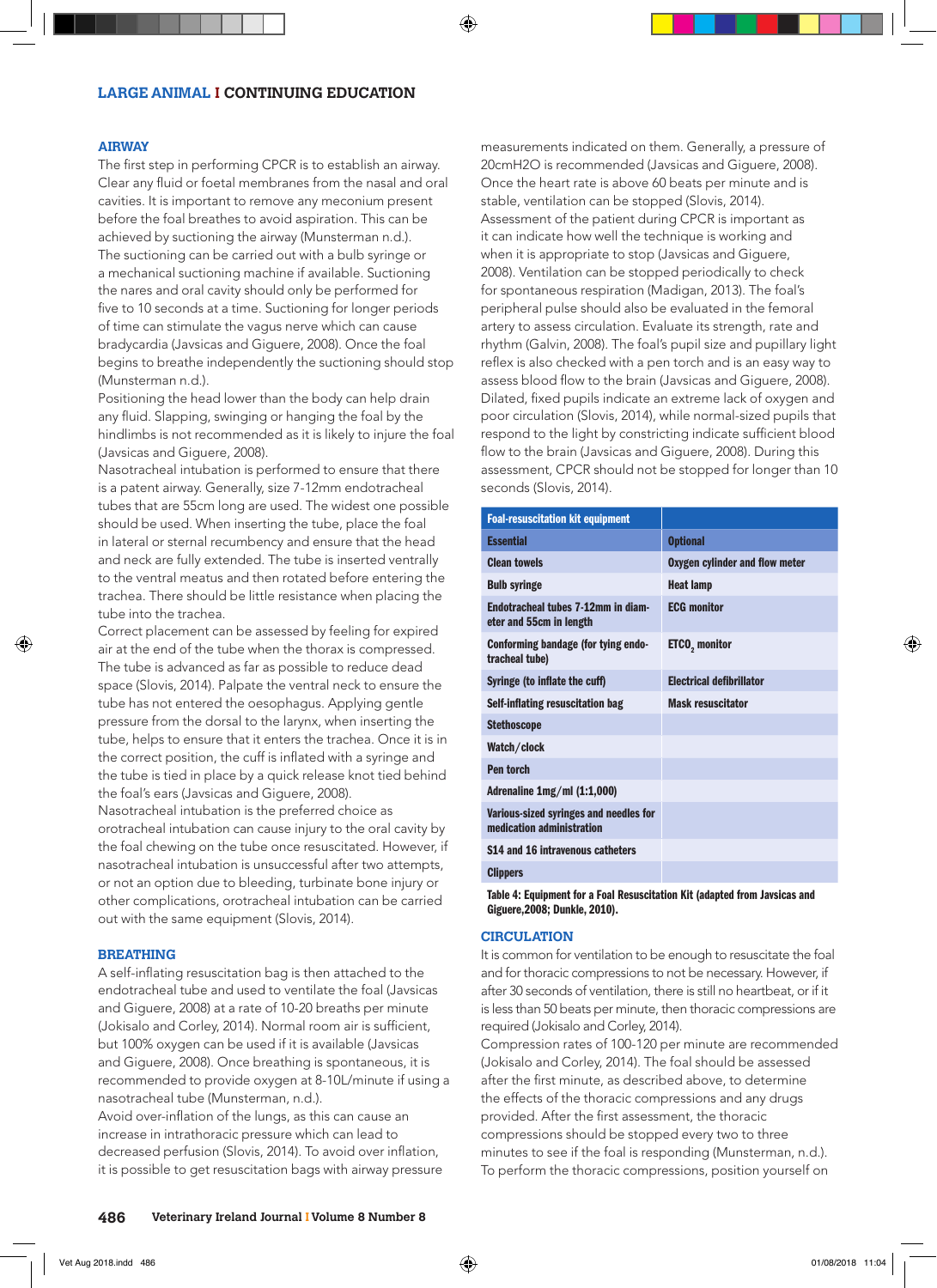## AIRWAY

The first step in performing CPCR is to establish an airway. Clear any fluid or foetal membranes from the nasal and oral cavities. It is important to remove any meconium present before the foal breathes to avoid aspiration. This can be achieved by suctioning the airway (Munsterman n.d.).

The suctioning can be carried out with a bulb syringe or a mechanical suctioning machine if available. Suctioning the nares and oral cavity should only be performed for five to 10 seconds at a time. Suctioning for longer periods of time can stimulate the vagus nerve which can cause bradycardia (Javsicas and Giguere, 2008). Once the foal begins to breathe independently the suctioning should stop (Munsterman n.d.).

Positioning the head lower than the body can help drain any fluid. Slapping, swinging or hanging the foal by the hindlimbs is not recommended as it is likely to injure the foal (Javsicas and Giguere, 2008).

Nasotracheal intubation is performed to ensure that there is a patent airway. Generally, size 7-12mm endotracheal tubes that are 55cm long are used. The widest one possible should be used. When inserting the tube, place the foal in lateral or sternal recumbency and ensure that the head and neck are fully extended. The tube is inserted ventrally to the ventral meatus and then rotated before entering the trachea. There should be little resistance when placing the tube into the trachea.

Correct placement can be assessed by feeling for expired air at the end of the tube when the thorax is compressed. The tube is advanced as far as possible to reduce dead space (Slovis, 2014). Palpate the ventral neck to ensure the tube has not entered the oesophagus. Applying gentle pressure from the dorsal to the larynx, when inserting the tube, helps to ensure that it enters the trachea. Once it is in the correct position, the cuff is inflated with a syringe and the tube is tied in place by a quick release knot tied behind the foal's ears (Javsicas and Giguere, 2008).

Nasotracheal intubation is the preferred choice as orotracheal intubation can cause injury to the oral cavity by the foal chewing on the tube once resuscitated. However, if nasotracheal intubation is unsuccessful after two attempts, or not an option due to bleeding, turbinate bone injury or other complications, orotracheal intubation can be carried out with the same equipment (Slovis, 2014).

## BREATHING

A self-inflating resuscitation bag is then attached to the endotracheal tube and used to ventilate the foal (Javsicas and Giguere, 2008) at a rate of 10-20 breaths per minute (Jokisalo and Corley, 2014). Normal room air is sufficient, but 100% oxygen can be used if it is available (Javsicas and Giguere, 2008). Once breathing is spontaneous, it is recommended to provide oxygen at 8-10L/minute if using a nasotracheal tube (Munsterman, n.d.).

Avoid over-inflation of the lungs, as this can cause an increase in intrathoracic pressure which can lead to decreased perfusion (Slovis, 2014). To avoid over inflation, it is possible to get resuscitation bags with airway pressure measurements indicated on them. Generally, a pressure of 20cmH2O is recommended (Javsicas and Giguere, 2008). Once the heart rate is above 60 beats per minute and is stable, ventilation can be stopped (Slovis, 2014).

Assessment of the patient during CPCR is important as it can indicate how well the technique is working and when it is appropriate to stop (Javsicas and Giguere, 2008). Ventilation can be stopped periodically to check for spontaneous respiration (Madigan, 2013). The foal's peripheral pulse should also be evaluated in the femoral artery to assess circulation. Evaluate its strength, rate and rhythm (Galvin, 2008). The foal's pupil size and pupillary light reflex is also checked with a pen torch and is an easy way to assess blood flow to the brain (Javsicas and Giguere, 2008). Dilated, fixed pupils indicate an extreme lack of oxygen and poor circulation (Slovis, 2014), while normal-sized pupils that respond to the light by constricting indicate sufficient blood flow to the brain (Javsicas and Giguere, 2008). During this assessment, CPCR should not be stopped for longer than 10 seconds (Slovis, 2014).

| Foal-resuscitation kit equipment | |
|---|---|
| **Essential** | **Optional** |
| Clean towels | Oxygen cylinder and flow meter |
| Bulb syringe | Heat lamp |
| Endotracheal tubes 7-12mm in diameter and 55cm in length | ECG monitor |
| Conforming bandage (for tying endotracheal tube) | $ETCO_2$ monitor |
| Syringe (to inflate the cuff) | Electrical defibrillator |
| Self-inflating resuscitation bag | Mask resuscitator |
| Stethoscope | |
| Watch/clock | |
| Pen torch | |
| Adrenaline 1mg/ml (1:1,000) | |
| Various-sized syringes and needles for medication administration | |
| 14 and 16 intravenous catheters | |
| Clippers | |

Table 4: Equipment for a Foal Resuscitation Kit (adapted from Javsicas and Giguere,2008; Dunkle, 2010).

## CIRCULATION

It is common for ventilation to be enough to resuscitate the foal and for thoracic compressions to not be necessary. However, if after 30 seconds of ventilation, there is still no heartbeat, or if it is less than 50 beats per minute, then thoracic compressions are required (Jokisalo and Corley, 2014).

Compression rates of 100-120 per minute are recommended (Jokisalo and Corley, 2014). The foal should be assessed after the first minute, as described above, to determine the effects of the thoracic compressions and any drugs provided. After the first assessment, the thoracic compressions should be stopped every two to three minutes to see if the foal is responding (Munsterman, n.d.).

To perform the thoracic compressions, position yourself on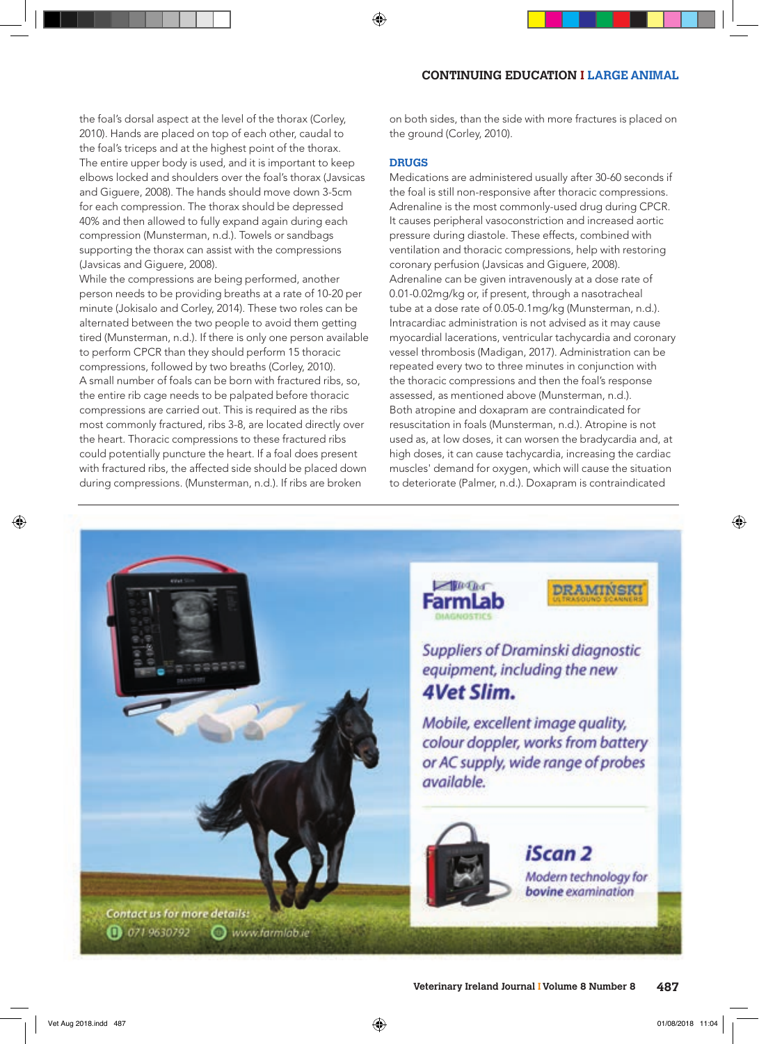the foal's dorsal aspect at the level of the thorax (Corley, 2010). Hands are placed on top of each other, caudal to the foal's triceps and at the highest point of the thorax. The entire upper body is used, and it is important to keep elbows locked and shoulders over the foal's thorax (Javsicas and Giguere, 2008). The hands should move down 3-5cm for each compression. The thorax should be depressed 40% and then allowed to fully expand again during each compression (Munsterman, n.d.). Towels or sandbags supporting the thorax can assist with the compressions (Javsicas and Giguere, 2008).

While the compressions are being performed, another person needs to be providing breaths at a rate of 10-20 per minute (Jokisalo and Corley, 2014). These two roles can be alternated between the two people to avoid them getting tired (Munsterman, n.d.). If there is only one person available to perform CPCR than they should perform 15 thoracic compressions, followed by two breaths (Corley, 2010).

A small number of foals can be born with fractured ribs, so, the entire rib cage needs to be palpated before thoracic compressions are carried out. This is required as the ribs most commonly fractured, ribs 3-8, are located directly over the heart. Thoracic compressions to these fractured ribs could potentially puncture the heart. If a foal does present with fractured ribs, the affected side should be placed down during compressions. (Munsterman, n.d.). If ribs are broken on both sides, than the side with more fractures is placed on the ground (Corley, 2010).

## DRUGS

Medications are administered usually after 30-60 seconds if the foal is still non-responsive after thoracic compressions. Adrenaline is the most commonly-used drug during CPCR. It causes peripheral vasoconstriction and increased aortic pressure during diastole. These effects, combined with ventilation and thoracic compressions, help with restoring coronary perfusion (Javsicas and Giguere, 2008).

Adrenaline can be given intravenously at a dose rate of 0.01-0.02mg/kg or, if present, through a nasotracheal tube at a dose rate of 0.05-0.1mg/kg (Munsterman, n.d.). Intracardiac administration is not advised as it may cause myocardial lacerations, ventricular tachycardia and coronary vessel thrombosis (Madigan, 2017). Administration can be repeated every two to three minutes in conjunction with the thoracic compressions and then the foal's response assessed, as mentioned above (Munsterman, n.d.).

Both atropine and doxapram are contraindicated for resuscitation in foals (Munsterman, n.d.). Atropine is not used as, at low doses, it can worsen the bradycardia and, at high doses, it can cause tachycardia, increasing the cardiac muscles' demand for oxygen, which will cause the situation to deteriorate (Palmer, n.d.). Doxapram is contraindicated

FarmLab Diagnostics — Draminski Ultrasound Scanners

*Suppliers of Draminski diagnostic equipment, including the new* ***4Vet Slim.***

*Mobile, excellent image quality, colour doppler, works from battery or AC supply, wide range of probes available.*

***iScan 2*** — *Modern technology for bovine examination*

*Contact us for more details:* 071 9630792 www.farmlab.ie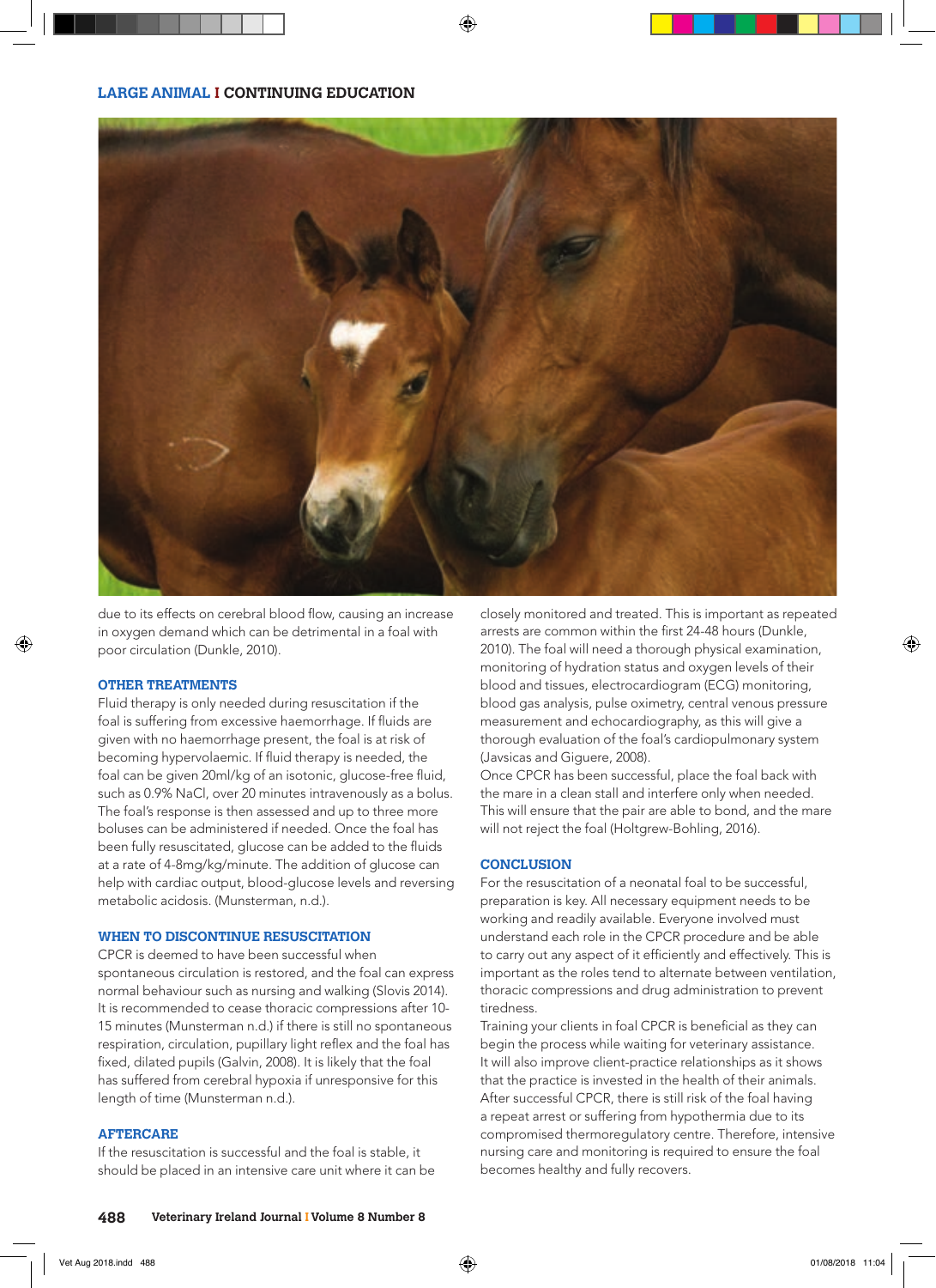due to its effects on cerebral blood flow, causing an increase in oxygen demand which can be detrimental in a foal with poor circulation (Dunkle, 2010).

### OTHER TREATMENTS

Fluid therapy is only needed during resuscitation if the foal is suffering from excessive haemorrhage. If fluids are given with no haemorrhage present, the foal is at risk of becoming hypervolaemic. If fluid therapy is needed, the foal can be given 20ml/kg of an isotonic, glucose-free fluid, such as 0.9% NaCl, over 20 minutes intravenously as a bolus. The foal's response is then assessed and up to three more boluses can be administered if needed. Once the foal has been fully resuscitated, glucose can be added to the fluids at a rate of 4-8mg/kg/minute. The addition of glucose can help with cardiac output, blood-glucose levels and reversing metabolic acidosis. (Munsterman, n.d.).

### WHEN TO DISCONTINUE RESUSCITATION

CPCR is deemed to have been successful when spontaneous circulation is restored, and the foal can express normal behaviour such as nursing and walking (Slovis 2014). It is recommended to cease thoracic compressions after 10-15 minutes (Munsterman n.d.) if there is still no spontaneous respiration, circulation, pupillary light reflex and the foal has fixed, dilated pupils (Galvin, 2008). It is likely that the foal has suffered from cerebral hypoxia if unresponsive for this length of time (Munsterman n.d.).

### AFTERCARE

If the resuscitation is successful and the foal is stable, it should be placed in an intensive care unit where it can be closely monitored and treated. This is important as repeated arrests are common within the first 24-48 hours (Dunkle, 2010). The foal will need a thorough physical examination, monitoring of hydration status and oxygen levels of their blood and tissues, electrocardiogram (ECG) monitoring, blood gas analysis, pulse oximetry, central venous pressure measurement and echocardiography, as this will give a thorough evaluation of the foal's cardiopulmonary system (Javsicas and Giguere, 2008).

Once CPCR has been successful, place the foal back with the mare in a clean stall and interfere only when needed. This will ensure that the pair are able to bond, and the mare will not reject the foal (Holtgrew-Bohling, 2016).

### CONCLUSION

For the resuscitation of a neonatal foal to be successful, preparation is key. All necessary equipment needs to be working and readily available. Everyone involved must understand each role in the CPCR procedure and be able to carry out any aspect of it efficiently and effectively. This is important as the roles tend to alternate between ventilation, thoracic compressions and drug administration to prevent tiredness.

Training your clients in foal CPCR is beneficial as they can begin the process while waiting for veterinary assistance. It will also improve client-practice relationships as it shows that the practice is invested in the health of their animals. After successful CPCR, there is still risk of the foal having a repeat arrest or suffering from hypothermia due to its compromised thermoregulatory centre. Therefore, intensive nursing care and monitoring is required to ensure the foal becomes healthy and fully recovers.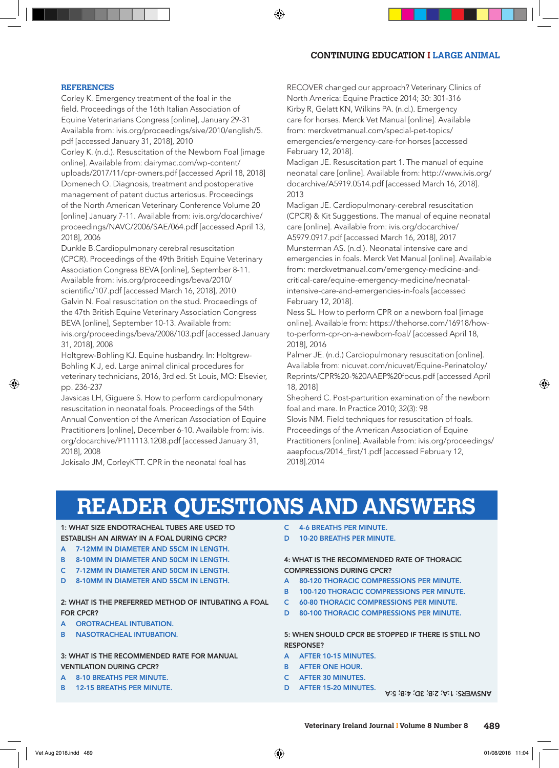## REFERENCES

Corley K. Emergency treatment of the foal in the field. Proceedings of the 16th Italian Association of Equine Veterinarians Congress [online], January 29-31 Available from: ivis.org/proceedings/sive/2010/english/5.pdf [accessed January 31, 2018], 2010

Corley K. (n.d.). Resuscitation of the Newborn Foal [image online]. Available from: dairymac.com/wp-content/uploads/2017/11/cpr-owners.pdf [accessed April 18, 2018]

Domenech O. Diagnosis, treatment and postoperative management of patent ductus arteriosus. Proceedings of the North American Veterinary Conference Volume 20 [online] January 7-11. Available from: ivis.org/docarchive/proceedings/NAVC/2006/SAE/064.pdf [accessed April 13, 2018], 2006

Dunkle B.Cardiopulmonary cerebral resuscitation (CPCR). Proceedings of the 49th British Equine Veterinary Association Congress BEVA [online], September 8-11. Available from: ivis.org/proceedings/beva/2010/scientific/107.pdf [accessed March 16, 2018], 2010

Galvin N. Foal resuscitation on the stud. Proceedings of the 47th British Equine Veterinary Association Congress BEVA [online], September 10-13. Available from: ivis.org/proceedings/beva/2008/103.pdf [accessed January 31, 2018], 2008

Holtgrew-Bohling KJ. Equine husbandry. In: Holtgrew-Bohling K J, ed. Large animal clinical procedures for veterinary technicians, 2016, 3rd ed. St Louis, MO: Elsevier, pp. 236-237

Javsicas LH, Giguere S. How to perform cardiopulmonary resuscitation in neonatal foals. Proceedings of the 54th Annual Convention of the American Association of Equine Practitioners [online], December 6-10. Available from: ivis.org/docarchive/P111113.1208.pdf [accessed January 31, 2018], 2008

Jokisalo JM, CorleyKTT. CPR in the neonatal foal has RECOVER changed our approach? Veterinary Clinics of North America: Equine Practice 2014; 30: 301-316

Kirby R, Gelatt KN, Wilkins PA. (n.d.). Emergency care for horses. Merck Vet Manual [online]. Available from: merckvetmanual.com/special-pet-topics/emergencies/emergency-care-for-horses [accessed February 12, 2018].

Madigan JE. Resuscitation part 1. The manual of equine neonatal care [online]. Available from: http://www.ivis.org/docarchive/A5919.0514.pdf [accessed March 16, 2018]. 2013

Madigan JE. Cardiopulmonary-cerebral resuscitation (CPCR) & Kit Suggestions. The manual of equine neonatal care [online]. Available from: ivis.org/docarchive/A5979.0917.pdf [accessed March 16, 2018], 2017

Munsterman AS. (n.d.). Neonatal intensive care and emergencies in foals. Merck Vet Manual [online]. Available from: merckvetmanual.com/emergency-medicine-and-critical-care/equine-emergency-medicine/neonatal-intensive-care-and-emergencies-in-foals [accessed February 12, 2018].

Ness SL. How to perform CPR on a newborn foal [image online]. Available from: https://thehorse.com/16918/how-to-perform-cpr-on-a-newborn-foal/ [accessed April 18, 2018], 2016

Palmer JE. (n.d.) Cardiopulmonary resuscitation [online]. Available from: nicuvet.com/nicuvet/Equine-Perinatoloy/Reprints/CPR%20-%20AAEP%20focus.pdf [accessed April 18, 2018]

Shepherd C. Post-parturition examination of the newborn foal and mare. In Practice 2010; 32(3): 98

Slovis NM. Field techniques for resuscitation of foals. Proceedings of the American Association of Equine Practitioners [online]. Available from: ivis.org/proceedings/aaepfocus/2014_first/1.pdf [accessed February 12, 2018].2014

# READER QUESTIONS AND ANSWERS

**1: WHAT SIZE ENDOTRACHEAL TUBES ARE USED TO ESTABLISH AN AIRWAY IN A FOAL DURING CPCR?**

- A 7-12MM IN DIAMETER AND 55CM IN LENGTH.
- B 8-10MM IN DIAMETER AND 50CM IN LENGTH.
- C 7-12MM IN DIAMETER AND 50CM IN LENGTH.
- D 8-10MM IN DIAMETER AND 55CM IN LENGTH.

**2: WHAT IS THE PREFERRED METHOD OF INTUBATING A FOAL FOR CPCR?**

- A OROTRACHEAL INTUBATION.
- B NASOTRACHEAL INTUBATION.

**3: WHAT IS THE RECOMMENDED RATE FOR MANUAL VENTILATION DURING CPCR?**

- A 8-10 BREATHS PER MINUTE.
- B 12-15 BREATHS PER MINUTE.
- C 4-6 BREATHS PER MINUTE.
- D 10-20 BREATHS PER MINUTE.

**4: WHAT IS THE RECOMMENDED RATE OF THORACIC COMPRESSIONS DURING CPCR?**

- A 80-120 THORACIC COMPRESSIONS PER MINUTE.
- B 100-120 THORACIC COMPRESSIONS PER MINUTE.
- C 60-80 THORACIC COMPRESSIONS PER MINUTE.
- D 80-100 THORACIC COMPRESSIONS PER MINUTE.

**5: WHEN SHOULD CPCR BE STOPPED IF THERE IS STILL NO RESPONSE?**

- A AFTER 10-15 MINUTES.
- B AFTER ONE HOUR.
- C AFTER 30 MINUTES.
- D AFTER 15-20 MINUTES.

ANSWERS: 1:A; 2:B; 3D; 4:B; 5:A